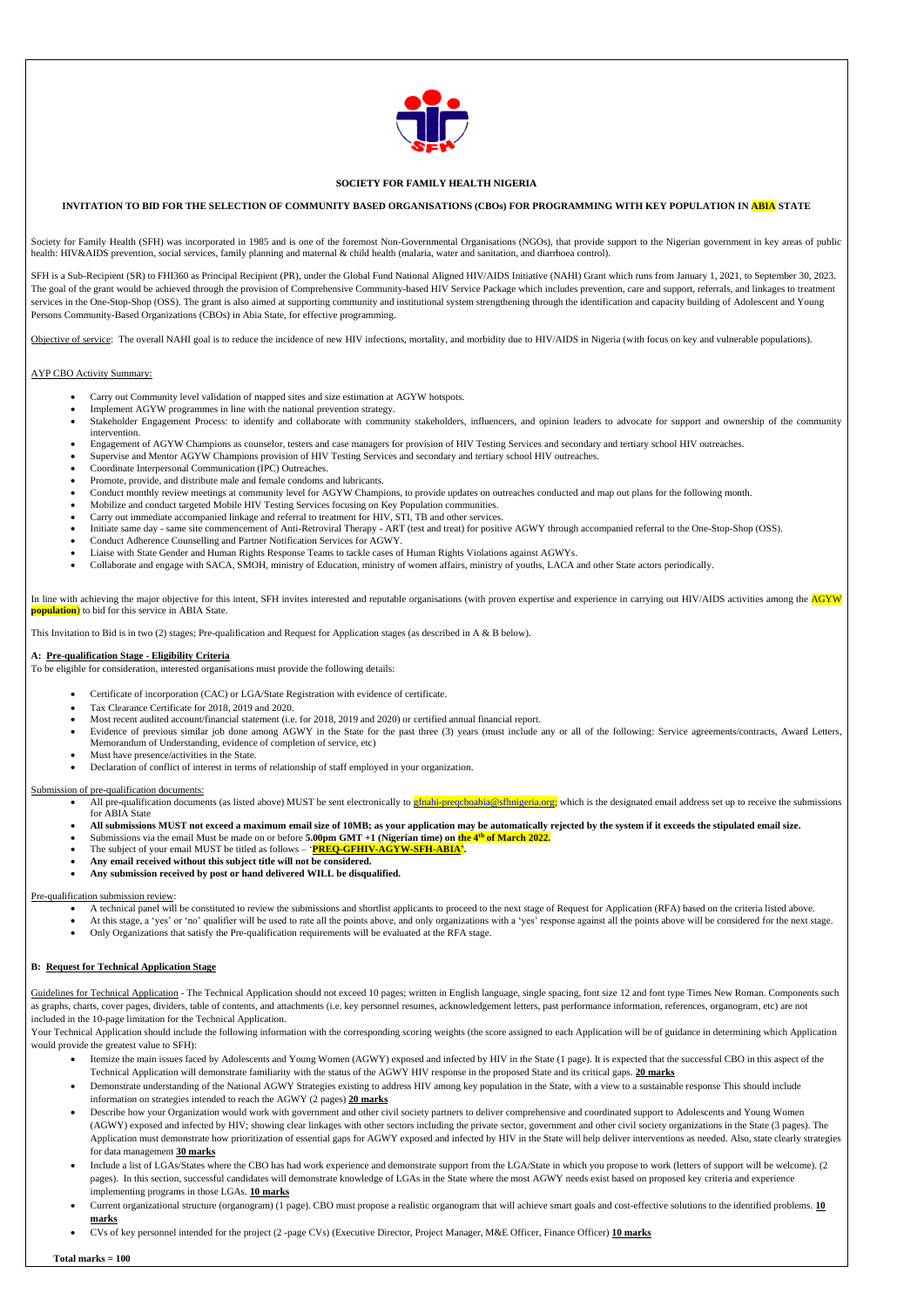**SOCIETY FOR FAMILY HEALTH NIGERIA**

**INVITATION TO BID FOR THE SELECTION OF COMMUNITY BASED ORGANISATIONS (CBOs) FOR PROGRAMMING WITH KEY POPULATION IN ABIA STATE**

Society for Family Health (SFH) was incorporated in 1985 and is one of the foremost Non-Governmental Organisations (NGOs), that provide support to the Nigerian government in key areas of public health: HIV&AIDS prevention, social services, family planning and maternal & child health (malaria, water and sanitation, and diarrhoea control).

SFH is a Sub-Recipient (SR) to FHI360 as Principal Recipient (PR), under the Global Fund National Aligned HIV/AIDS Initiative (NAHI) Grant which runs from January 1, 2021, to September 30, 2023. The goal of the grant would be achieved through the provision of Comprehensive Community-based HIV Service Package which includes prevention, care and support, referrals, and linkages to treatment services in the One-Stop-Shop (OSS). The grant is also aimed at supporting community and institutional system strengthening through the identification and capacity building of Adolescent and Young Persons Community-Based Organizations (CBOs) in Abia State, for effective programming.

Objective of service: The overall NAHI goal is to reduce the incidence of new HIV infections, mortality, and morbidity due to HIV/AIDS in Nigeria (with focus on key and vulnerable populations).

AYP CBO Activity Summary:

- Carry out Community level validation of mapped sites and size estimation at AGYW hotspots.
- Implement AGYW programmes in line with the national prevention strategy.
- Stakeholder Engagement Process: to identify and collaborate with community stakeholders, influencers, and opinion leaders to advocate for support and ownership of the community intervention.
- Engagement of AGYW Champions as counselor, testers and case managers for provision of HIV Testing Services and secondary and tertiary school HIV outreaches.
- Supervise and Mentor AGYW Champions provision of HIV Testing Services and secondary and tertiary school HIV outreaches.
- Coordinate Interpersonal Communication (IPC) Outreaches.
- Promote, provide, and distribute male and female condoms and lubricants.
- Conduct monthly review meetings at community level for AGYW Champions, to provide updates on outreaches conducted and map out plans for the following month.
- Mobilize and conduct targeted Mobile HIV Testing Services focusing on Key Population communities.
- Carry out immediate accompanied linkage and referral to treatment for HIV, STI, TB and other services.
- Initiate same day - same site commencement of Anti-Retroviral Therapy - ART (test and treat) for positive AGWY through accompanied referral to the One-Stop-Shop (OSS).
- Conduct Adherence Counselling and Partner Notification Services for AGYW.
- Liaise with State Gender and Human Rights Response Teams to tackle cases of Human Rights Violations against AGWYs.
- Collaborate and engage with SACA, SMOH, ministry of Education, ministry of women affairs, ministry of youths, LACA and other State actors periodically.

In line with achieving the major objective for this intent, SFH invites interested and reputable organisations (with proven expertise and experience in carrying out HIV/AIDS activities among the **AGYW population**) to bid for this service in ABIA State.

This Invitation to Bid is in two (2) stages; Pre-qualification and Request for Application stages (as described in A & B below).

**A: Pre-qualification Stage - Eligibility Criteria**

To be eligible for consideration, interested organisations must provide the following details:

- Certificate of incorporation (CAC) or LGA/State Registration with evidence of certificate.
- Tax Clearance Certificate for 2018, 2019 and 2020.
- Most recent audited account/financial statement (i.e. for 2018, 2019 and 2020) or certified annual financial report.
- Evidence of previous similar job done among AGWY in the State for the past three (3) years (must include any or all of the following: Service agreements/contracts, Award Letters, Memorandum of Understanding, evidence of completion of service, etc)
- Must have presence/activities in the State.
- Declaration of conflict of interest in terms of relationship of staff employed in your organization.

Submission of pre-qualification documents:

- All pre-qualification documents (as listed above) MUST be sent electronically to gfnahi-preqcboabia@sfhnigeria.org; which is the designated email address set up to receive the submissions for ABIA State
- **All submissions MUST not exceed a maximum email size of 10MB; as your application may be automatically rejected by the system if it exceeds the stipulated email size.**
- Submissions via the email Must be made on or before **5.00pm GMT +1 (Nigerian time) on the 4th of March 2022.**
- The subject of your email MUST be titled as follows – '**PREQ-GFHIV-AGYW-SFH-ABIA'**.
- **Any email received without this subject title will not be considered.**
- **Any submission received by post or hand delivered WILL be disqualified.**

Pre-qualification submission review:

- A technical panel will be constituted to review the submissions and shortlist applicants to proceed to the next stage of Request for Application (RFA) based on the criteria listed above.
- At this stage, a 'yes' or 'no' qualifier will be used to rate all the points above, and only organizations with a 'yes' response against all the points above will be considered for the next stage.
- Only Organizations that satisfy the Pre-qualification requirements will be evaluated at the RFA stage.

**B: Request for Technical Application Stage**

Guidelines for Technical Application - The Technical Application should not exceed 10 pages; written in English language, single spacing, font size 12 and font type Times New Roman. Components such as graphs, charts, cover pages, dividers, table of contents, and attachments (i.e. key personnel resumes, acknowledgement letters, past performance information, references, organogram, etc) are not included in the 10-page limitation for the Technical Application.

Your Technical Application should include the following information with the corresponding scoring weights (the score assigned to each Application will be of guidance in determining which Application would provide the greatest value to SFH):

- Itemize the main issues faced by Adolescents and Young Women (AGWY) exposed and infected by HIV in the State (1 page). It is expected that the successful CBO in this aspect of the Technical Application will demonstrate familiarity with the status of the AGWY HIV response in the proposed State and its critical gaps. **20 marks**
- Demonstrate understanding of the National AGWY Strategies existing to address HIV among key population in the State, with a view to a sustainable response This should include information on strategies intended to reach the AGWY (2 pages) **20 marks**
- Describe how your Organization would work with government and other civil society partners to deliver comprehensive and coordinated support to Adolescents and Young Women (AGWY) exposed and infected by HIV; showing clear linkages with other sectors including the private sector, government and other civil society organizations in the State (3 pages). The Application must demonstrate how prioritization of essential gaps for AGWY exposed and infected by HIV in the State will help deliver interventions as needed. Also, state clearly strategies for data management **30 marks**
- Include a list of LGAs/States where the CBO has had work experience and demonstrate support from the LGA/State in which you propose to work (letters of support will be welcome). (2 pages). In this section, successful candidates will demonstrate knowledge of LGAs in the State where the most AGWY needs exist based on proposed key criteria and experience implementing programs in those LGAs. **10 marks**
- Current organizational structure (organogram) (1 page). CBO must propose a realistic organogram that will achieve smart goals and cost-effective solutions to the identified problems. **10 marks**
- CVs of key personnel intended for the project (2 -page CVs) (Executive Director, Project Manager, M&E Officer, Finance Officer) **10 marks**

**Total marks = 100**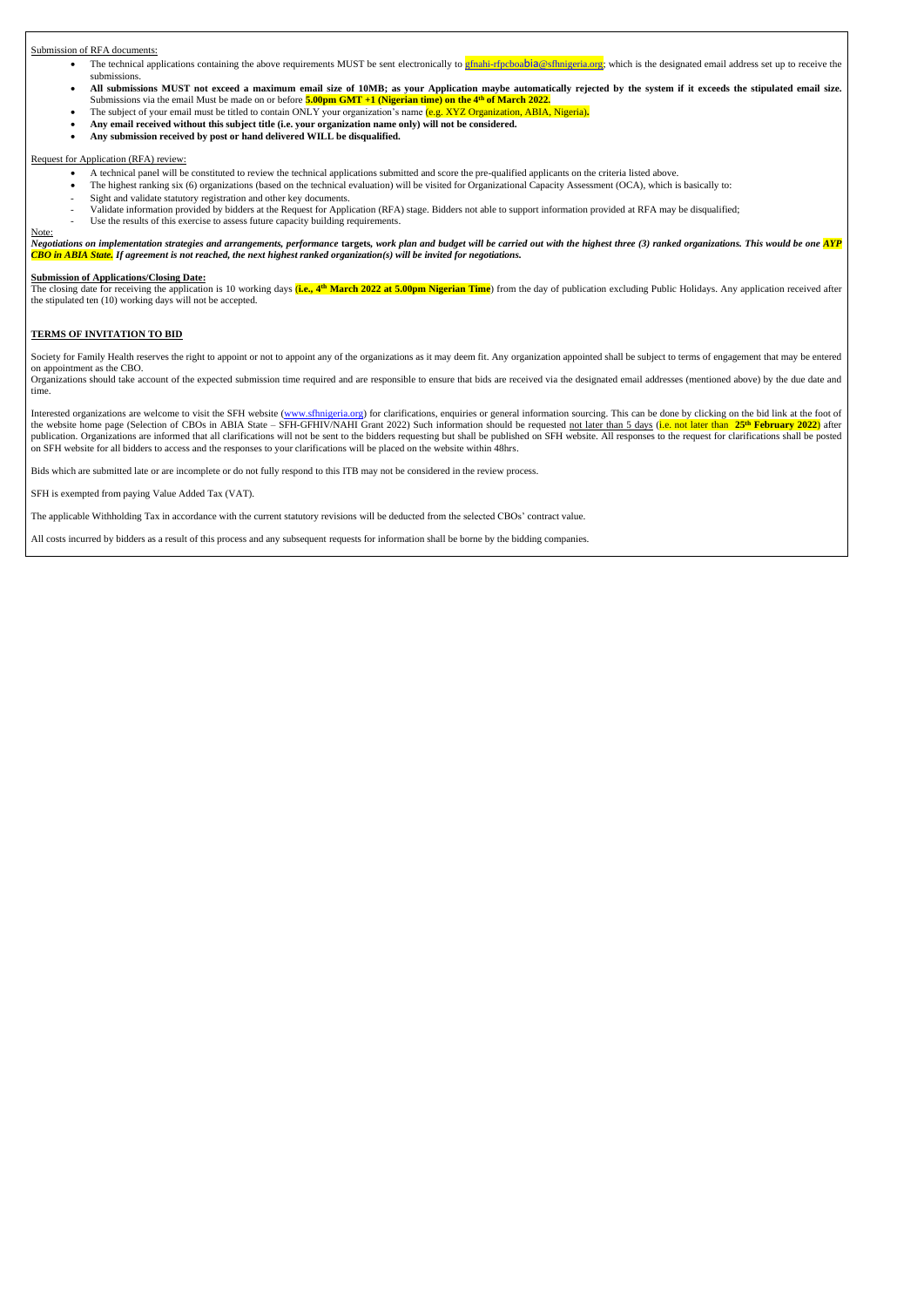Submission of RFA documents:

- The technical applications containing the above requirements MUST be sent electronically to gfnahi-rfpcboabia@sfhnigeria.org; which is the designated email address set up to receive the submissions.
- **All submissions MUST not exceed a maximum email size of 10MB; as your Application maybe automatically rejected by the system if it exceeds the stipulated email size.** Submissions via the email Must be made on or before **5.00pm GMT +1 (Nigerian time) on the 4th of March 2022.**
- The subject of your email must be titled to contain ONLY your organization's name (e.g. XYZ Organization, ABIA, Nigeria).
- **Any email received without this subject title (i.e. your organization name only) will not be considered.**
- **Any submission received by post or hand delivered WILL be disqualified.**

Request for Application (RFA) review:

- A technical panel will be constituted to review the technical applications submitted and score the pre-qualified applicants on the criteria listed above.
- The highest ranking six (6) organizations (based on the technical evaluation) will be visited for Organizational Capacity Assessment (OCA), which is basically to:
- Sight and validate statutory registration and other key documents.
- Validate information provided by bidders at the Request for Application (RFA) stage. Bidders not able to support information provided at RFA may be disqualified;
- Use the results of this exercise to assess future capacity building requirements.

Note:

***Negotiations on implementation strategies and arrangements, performance targets, work plan and budget will be carried out with the highest three (3) ranked organizations. This would be one AYP CBO in ABIA State. If agreement is not reached, the next highest ranked organization(s) will be invited for negotiations.***

**Submission of Applications/Closing Date:**

The closing date for receiving the application is 10 working days (**i.e., 4th March 2022 at 5.00pm Nigerian Time**) from the day of publication excluding Public Holidays. Any application received after the stipulated ten (10) working days will not be accepted.

**TERMS OF INVITATION TO BID**

Society for Family Health reserves the right to appoint or not to appoint any of the organizations as it may deem fit. Any organization appointed shall be subject to terms of engagement that may be entered on appointment as the CBO.

Organizations should take account of the expected submission time required and are responsible to ensure that bids are received via the designated email addresses (mentioned above) by the due date and time.

Interested organizations are welcome to visit the SFH website (www.sfhnigeria.org) for clarifications, enquiries or general information sourcing. This can be done by clicking on the bid link at the foot of the website home page (Selection of CBOs in ABIA State – SFH-GFHIV/NAHI Grant 2022) Such information should be requested not later than 5 days (i.e. not later than **25th February 2022**) after publication. Organizations are informed that all clarifications will not be sent to the bidders requesting but shall be published on SFH website. All responses to the request for clarifications shall be posted on SFH website for all bidders to access and the responses to your clarifications will be placed on the website within 48hrs.

Bids which are submitted late or are incomplete or do not fully respond to this ITB may not be considered in the review process.

SFH is exempted from paying Value Added Tax (VAT).

The applicable Withholding Tax in accordance with the current statutory revisions will be deducted from the selected CBOs' contract value.

All costs incurred by bidders as a result of this process and any subsequent requests for information shall be borne by the bidding companies.